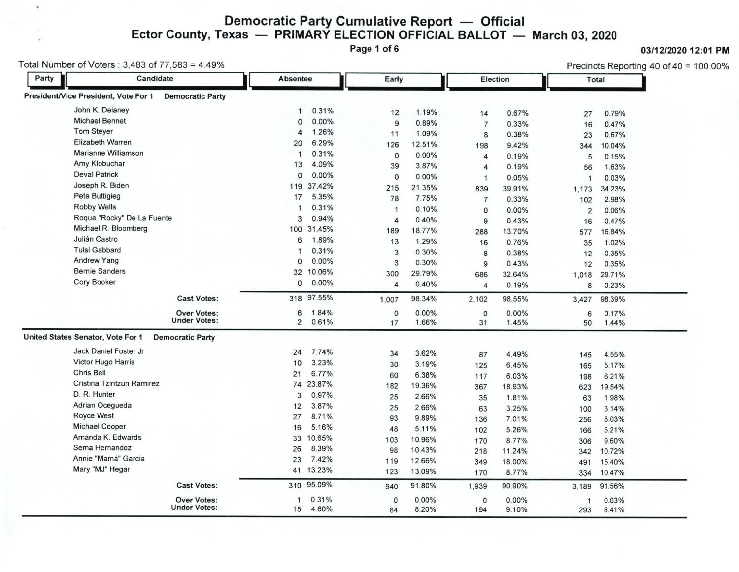# Democratic Party Cumulative Report — Official

## Ector County, Texas — PRIMARY ELECTION OFFICIAL BALLOT — March 03, 2020

03/12/2020 12:01 PM

Total Number of Voters : 3,483 of 77,583 = 4.49%

Precincts Reporting 40 of 40 = 100.00%

| Party | Candidate | Absentee | | Early | | Election | | Total | |
|---|---|---|---|---|---|---|---|---|---|
| **President/Vice President, Vote For 1** | **Democratic Party** | | | | | | | | |
| | John K. Delaney | 1 | 0.31% | 12 | 1.19% | 14 | 0.67% | 27 | 0.79% |
| | Michael Bennet | 0 | 0.00% | 9 | 0.89% | 7 | 0.33% | 16 | 0.47% |
| | Tom Steyer | 4 | 1.26% | 11 | 1.09% | 8 | 0.38% | 23 | 0.67% |
| | Elizabeth Warren | 20 | 6.29% | 126 | 12.51% | 198 | 9.42% | 344 | 10.04% |
| | Marianne Williamson | 1 | 0.31% | 0 | 0.00% | 4 | 0.19% | 5 | 0.15% |
| | Amy Klobuchar | 13 | 4.09% | 39 | 3.87% | 4 | 0.19% | 56 | 1.63% |
| | Deval Patrick | 0 | 0.00% | 0 | 0.00% | 1 | 0.05% | 1 | 0.03% |
| | Joseph R. Biden | 119 | 37.42% | 215 | 21.35% | 839 | 39.91% | 1,173 | 34.23% |
| | Pete Buttigieg | 17 | 5.35% | 78 | 7.75% | 7 | 0.33% | 102 | 2.98% |
| | Robby Wells | 1 | 0.31% | 1 | 0.10% | 0 | 0.00% | 2 | 0.06% |
| | Roque "Rocky" De La Fuente | 3 | 0.94% | 4 | 0.40% | 9 | 0.43% | 16 | 0.47% |
| | Michael R. Bloomberg | 100 | 31.45% | 189 | 18.77% | 288 | 13.70% | 577 | 16.84% |
| | Julián Castro | 6 | 1.89% | 13 | 1.29% | 16 | 0.76% | 35 | 1.02% |
| | Tulsi Gabbard | 1 | 0.31% | 3 | 0.30% | 8 | 0.38% | 12 | 0.35% |
| | Andrew Yang | 0 | 0.00% | 3 | 0.30% | 9 | 0.43% | 12 | 0.35% |
| | Bernie Sanders | 32 | 10.06% | 300 | 29.79% | 686 | 32.64% | 1,018 | 29.71% |
| | Cory Booker | 0 | 0.00% | 4 | 0.40% | 4 | 0.19% | 8 | 0.23% |
| | **Cast Votes:** | 318 | 97.55% | 1,007 | 98.34% | 2,102 | 98.55% | 3,427 | 98.39% |
| | **Over Votes:** | 6 | 1.84% | 0 | 0.00% | 0 | 0.00% | 6 | 0.17% |
| | **Under Votes:** | 2 | 0.61% | 17 | 1.66% | 31 | 1.45% | 50 | 1.44% |
| **United States Senator, Vote For 1** | **Democratic Party** | | | | | | | | |
| | Jack Daniel Foster Jr | 24 | 7.74% | 34 | 3.62% | 87 | 4.49% | 145 | 4.55% |
| | Victor Hugo Harris | 10 | 3.23% | 30 | 3.19% | 125 | 6.45% | 165 | 5.17% |
| | Chris Bell | 21 | 6.77% | 60 | 6.38% | 117 | 6.03% | 198 | 6.21% |
| | Cristina Tzintzun Ramirez | 74 | 23.87% | 182 | 19.36% | 367 | 18.93% | 623 | 19.54% |
| | D. R. Hunter | 3 | 0.97% | 25 | 2.66% | 35 | 1.81% | 63 | 1.98% |
| | Adrian Ocegueda | 12 | 3.87% | 25 | 2.66% | 63 | 3.25% | 100 | 3.14% |
| | Royce West | 27 | 8.71% | 93 | 9.89% | 136 | 7.01% | 256 | 8.03% |
| | Michael Cooper | 16 | 5.16% | 48 | 5.11% | 102 | 5.26% | 166 | 5.21% |
| | Amanda K. Edwards | 33 | 10.65% | 103 | 10.96% | 170 | 8.77% | 306 | 9.60% |
| | Sema Hernandez | 26 | 8.39% | 98 | 10.43% | 218 | 11.24% | 342 | 10.72% |
| | Annie "Mamá" Garcia | 23 | 7.42% | 119 | 12.66% | 349 | 18.00% | 491 | 15.40% |
| | Mary "MJ" Hegar | 41 | 13.23% | 123 | 13.09% | 170 | 8.77% | 334 | 10.47% |
| | **Cast Votes:** | 310 | 95.09% | 940 | 91.80% | 1,939 | 90.90% | 3,189 | 91.56% |
| | **Over Votes:** | 1 | 0.31% | 0 | 0.00% | 0 | 0.00% | 1 | 0.03% |
| | **Under Votes:** | 15 | 4.60% | 84 | 8.20% | 194 | 9.10% | 293 | 8.41% |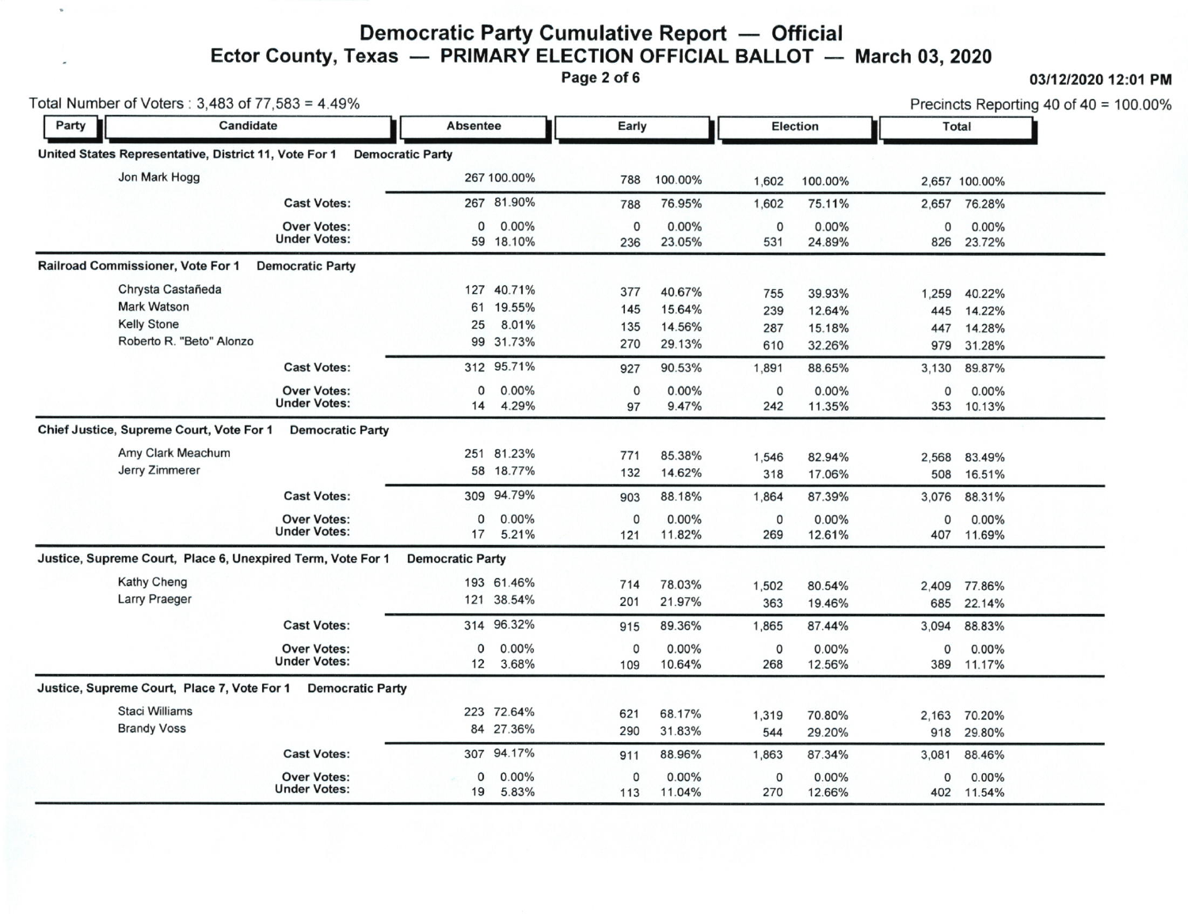# Democratic Party Cumulative Report — Official

## Ectar County, Texas — PRIMARY ELECTION OFFICIAL BALLOT — March 03, 2020

03/12/2020 12:01 PM

Total Number of Voters : 3,483 of 77,583 = 4.49%

Precincts Reporting 40 of 40 = 100.00%

| Party | Candidate | Absentee | | Early | | Election | | Total | |
|---|---|---|---|---|---|---|---|---|---|
| **United States Representative, District 11, Vote For 1** | **Democratic Party** | | | | | | | | |
| | Jon Mark Hogg | 267 | 100.00% | 788 | 100.00% | 1,602 | 100.00% | 2,657 | 100.00% |
| | **Cast Votes:** | 267 | 81.90% | 788 | 76.95% | 1,602 | 75.11% | 2,657 | 76.28% |
| | **Over Votes:** | 0 | 0.00% | 0 | 0.00% | 0 | 0.00% | 0 | 0.00% |
| | **Under Votes:** | 59 | 18.10% | 236 | 23.05% | 531 | 24.89% | 826 | 23.72% |
| **Railroad Commissioner, Vote For 1** | **Democratic Party** | | | | | | | | |
| | Chrysta Castañeda | 127 | 40.71% | 377 | 40.67% | 755 | 39.93% | 1,259 | 40.22% |
| | Mark Watson | 61 | 19.55% | 145 | 15.64% | 239 | 12.64% | 445 | 14.22% |
| | Kelly Stone | 25 | 8.01% | 135 | 14.56% | 287 | 15.18% | 447 | 14.28% |
| | Roberto R. "Beto" Alonzo | 99 | 31.73% | 270 | 29.13% | 610 | 32.26% | 979 | 31.28% |
| | **Cast Votes:** | 312 | 95.71% | 927 | 90.53% | 1,891 | 88.65% | 3,130 | 89.87% |
| | **Over Votes:** | 0 | 0.00% | 0 | 0.00% | 0 | 0.00% | 0 | 0.00% |
| | **Under Votes:** | 14 | 4.29% | 97 | 9.47% | 242 | 11.35% | 353 | 10.13% |
| **Chief Justice, Supreme Court, Vote For 1** | **Democratic Party** | | | | | | | | |
| | Amy Clark Meachum | 251 | 81.23% | 771 | 85.38% | 1,546 | 82.94% | 2,568 | 83.49% |
| | Jerry Zimmerer | 58 | 18.77% | 132 | 14.62% | 318 | 17.06% | 508 | 16.51% |
| | **Cast Votes:** | 309 | 94.79% | 903 | 88.18% | 1,864 | 87.39% | 3,076 | 88.31% |
| | **Over Votes:** | 0 | 0.00% | 0 | 0.00% | 0 | 0.00% | 0 | 0.00% |
| | **Under Votes:** | 17 | 5.21% | 121 | 11.82% | 269 | 12.61% | 407 | 11.69% |
| **Justice, Supreme Court, Place 6, Unexpired Term, Vote For 1** | **Democratic Party** | | | | | | | | |
| | Kathy Cheng | 193 | 61.46% | 714 | 78.03% | 1,502 | 80.54% | 2,409 | 77.86% |
| | Larry Praeger | 121 | 38.54% | 201 | 21.97% | 363 | 19.46% | 685 | 22.14% |
| | **Cast Votes:** | 314 | 96.32% | 915 | 89.36% | 1,865 | 87.44% | 3,094 | 88.83% |
| | **Over Votes:** | 0 | 0.00% | 0 | 0.00% | 0 | 0.00% | 0 | 0.00% |
| | **Under Votes:** | 12 | 3.68% | 109 | 10.64% | 268 | 12.56% | 389 | 11.17% |
| **Justice, Supreme Court, Place 7, Vote For 1** | **Democratic Party** | | | | | | | | |
| | Staci Williams | 223 | 72.64% | 621 | 68.17% | 1,319 | 70.80% | 2,163 | 70.20% |
| | Brandy Voss | 84 | 27.36% | 290 | 31.83% | 544 | 29.20% | 918 | 29.80% |
| | **Cast Votes:** | 307 | 94.17% | 911 | 88.96% | 1,863 | 87.34% | 3,081 | 88.46% |
| | **Over Votes:** | 0 | 0.00% | 0 | 0.00% | 0 | 0.00% | 0 | 0.00% |
| | **Under Votes:** | 19 | 5.83% | 113 | 11.04% | 270 | 12.66% | 402 | 11.54% |